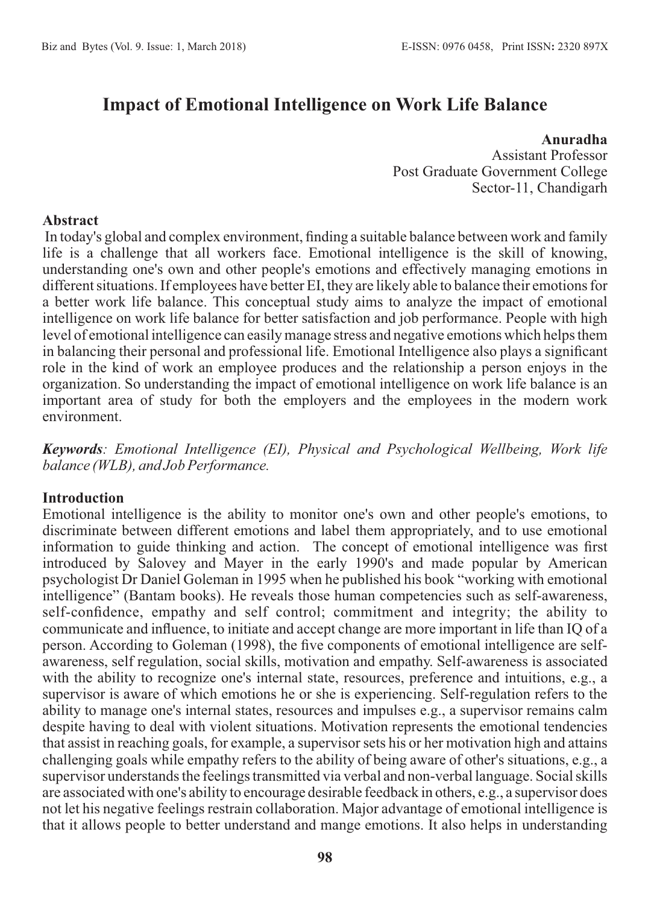# Impact of Emotional Intelligence on Work Life Balance

**Anuradha**
Assistant Professor
Post Graduate Government College
Sector-11, Chandigarh

## Abstract

In today's global and complex environment, finding a suitable balance between work and family life is a challenge that all workers face. Emotional intelligence is the skill of knowing, understanding one's own and other people's emotions and effectively managing emotions in different situations. If employees have better EI, they are likely able to balance their emotions for a better work life balance. This conceptual study aims to analyze the impact of emotional intelligence on work life balance for better satisfaction and job performance. People with high level of emotional intelligence can easily manage stress and negative emotions which helps them in balancing their personal and professional life. Emotional Intelligence also plays a significant role in the kind of work an employee produces and the relationship a person enjoys in the organization. So understanding the impact of emotional intelligence on work life balance is an important area of study for both the employers and the employees in the modern work environment.

***Keywords**: Emotional Intelligence (EI), Physical and Psychological Wellbeing, Work life balance (WLB), and Job Performance.*

## Introduction

Emotional intelligence is the ability to monitor one's own and other people's emotions, to discriminate between different emotions and label them appropriately, and to use emotional information to guide thinking and action. The concept of emotional intelligence was first introduced by Salovey and Mayer in the early 1990's and made popular by American psychologist Dr Daniel Goleman in 1995 when he published his book "working with emotional intelligence" (Bantam books). He reveals those human competencies such as self-awareness, self-confidence, empathy and self control; commitment and integrity; the ability to communicate and influence, to initiate and accept change are more important in life than IQ of a person. According to Goleman (1998), the five components of emotional intelligence are self-awareness, self regulation, social skills, motivation and empathy. Self-awareness is associated with the ability to recognize one's internal state, resources, preference and intuitions, e.g., a supervisor is aware of which emotions he or she is experiencing. Self-regulation refers to the ability to manage one's internal states, resources and impulses e.g., a supervisor remains calm despite having to deal with violent situations. Motivation represents the emotional tendencies that assist in reaching goals, for example, a supervisor sets his or her motivation high and attains challenging goals while empathy refers to the ability of being aware of other's situations, e.g., a supervisor understands the feelings transmitted via verbal and non-verbal language. Social skills are associated with one's ability to encourage desirable feedback in others, e.g., a supervisor does not let his negative feelings restrain collaboration. Major advantage of emotional intelligence is that it allows people to better understand and mange emotions. It also helps in understanding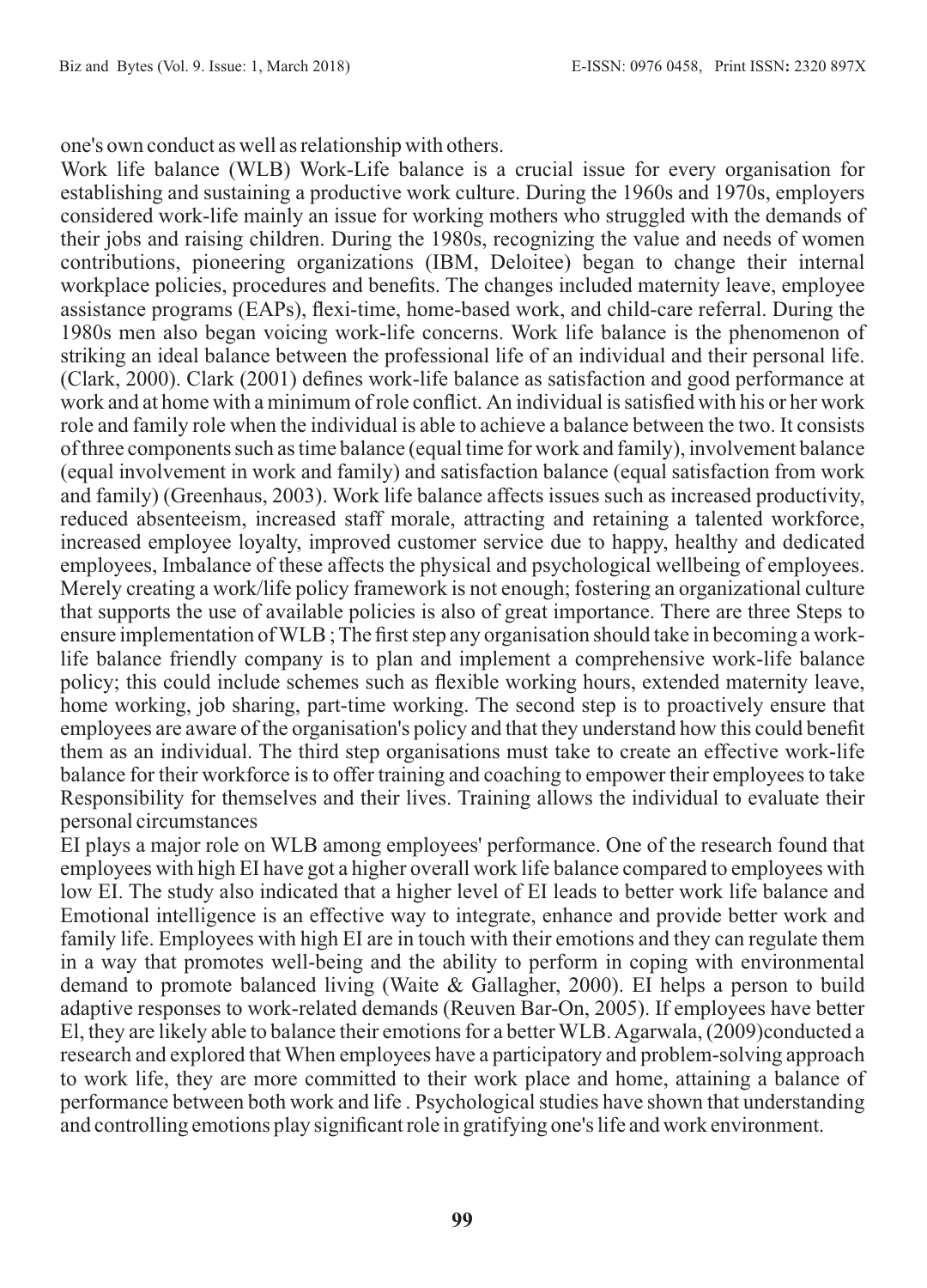one's own conduct as well as relationship with others.

Work life balance (WLB) Work-Life balance is a crucial issue for every organisation for establishing and sustaining a productive work culture. During the 1960s and 1970s, employers considered work-life mainly an issue for working mothers who struggled with the demands of their jobs and raising children. During the 1980s, recognizing the value and needs of women contributions, pioneering organizations (IBM, Deloitee) began to change their internal workplace policies, procedures and benefits. The changes included maternity leave, employee assistance programs (EAPs), flexi-time, home-based work, and child-care referral. During the 1980s men also began voicing work-life concerns. Work life balance is the phenomenon of striking an ideal balance between the professional life of an individual and their personal life. (Clark, 2000). Clark (2001) defines work-life balance as satisfaction and good performance at work and at home with a minimum of role conflict. An individual is satisfied with his or her work role and family role when the individual is able to achieve a balance between the two. It consists of three components such as time balance (equal time for work and family), involvement balance (equal involvement in work and family) and satisfaction balance (equal satisfaction from work and family) (Greenhaus, 2003). Work life balance affects issues such as increased productivity, reduced absenteeism, increased staff morale, attracting and retaining a talented workforce, increased employee loyalty, improved customer service due to happy, healthy and dedicated employees, Imbalance of these affects the physical and psychological wellbeing of employees. Merely creating a work/life policy framework is not enough; fostering an organizational culture that supports the use of available policies is also of great importance. There are three Steps to ensure implementation of WLB ; The first step any organisation should take in becoming a work-life balance friendly company is to plan and implement a comprehensive work-life balance policy; this could include schemes such as flexible working hours, extended maternity leave, home working, job sharing, part-time working. The second step is to proactively ensure that employees are aware of the organisation's policy and that they understand how this could benefit them as an individual. The third step organisations must take to create an effective work-life balance for their workforce is to offer training and coaching to empower their employees to take Responsibility for themselves and their lives. Training allows the individual to evaluate their personal circumstances

EI plays a major role on WLB among employees' performance. One of the research found that employees with high EI have got a higher overall work life balance compared to employees with low EI. The study also indicated that a higher level of EI leads to better work life balance and Emotional intelligence is an effective way to integrate, enhance and provide better work and family life. Employees with high EI are in touch with their emotions and they can regulate them in a way that promotes well-being and the ability to perform in coping with environmental demand to promote balanced living (Waite & Gallagher, 2000). EI helps a person to build adaptive responses to work-related demands (Reuven Bar-On, 2005). If employees have better El, they are likely able to balance their emotions for a better WLB. Agarwala, (2009)conducted a research and explored that When employees have a participatory and problem-solving approach to work life, they are more committed to their work place and home, attaining a balance of performance between both work and life . Psychological studies have shown that understanding and controlling emotions play significant role in gratifying one's life and work environment.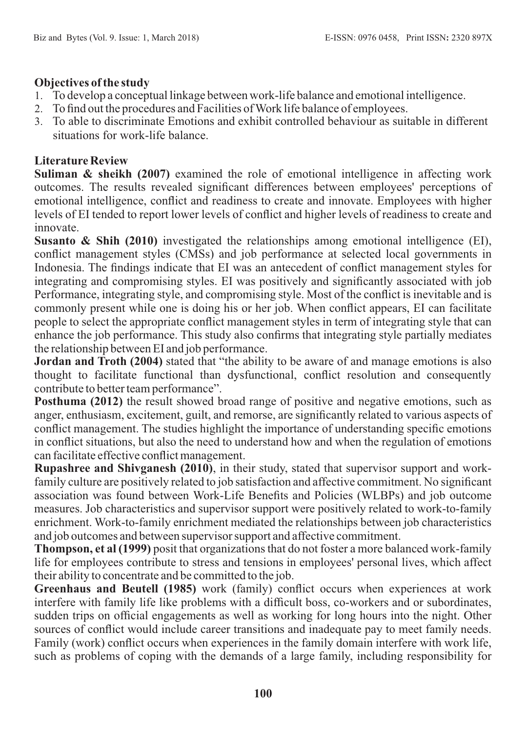**Objectives of the study**

1. To develop a conceptual linkage between work-life balance and emotional intelligence.
2. To find out the procedures and Facilities of Work life balance of employees.
3. To able to discriminate Emotions and exhibit controlled behaviour as suitable in different situations for work-life balance.

**Literature Review**

**Suliman & sheikh (2007)** examined the role of emotional intelligence in affecting work outcomes. The results revealed significant differences between employees' perceptions of emotional intelligence, conflict and readiness to create and innovate. Employees with higher levels of EI tended to report lower levels of conflict and higher levels of readiness to create and innovate.

**Susanto & Shih (2010)** investigated the relationships among emotional intelligence (EI), conflict management styles (CMSs) and job performance at selected local governments in Indonesia. The findings indicate that EI was an antecedent of conflict management styles for integrating and compromising styles. EI was positively and significantly associated with job Performance, integrating style, and compromising style. Most of the conflict is inevitable and is commonly present while one is doing his or her job. When conflict appears, EI can facilitate people to select the appropriate conflict management styles in term of integrating style that can enhance the job performance. This study also confirms that integrating style partially mediates the relationship between EI and job performance.

**Jordan and Troth (2004)** stated that "the ability to be aware of and manage emotions is also thought to facilitate functional than dysfunctional, conflict resolution and consequently contribute to better team performance".

**Posthuma (2012)** the result showed broad range of positive and negative emotions, such as anger, enthusiasm, excitement, guilt, and remorse, are significantly related to various aspects of conflict management. The studies highlight the importance of understanding specific emotions in conflict situations, but also the need to understand how and when the regulation of emotions can facilitate effective conflict management.

**Rupashree and Shivganesh (2010)**, in their study, stated that supervisor support and work-family culture are positively related to job satisfaction and affective commitment. No significant association was found between Work-Life Benefits and Policies (WLBPs) and job outcome measures. Job characteristics and supervisor support were positively related to work-to-family enrichment. Work-to-family enrichment mediated the relationships between job characteristics and job outcomes and between supervisor support and affective commitment.

**Thompson, et al (1999)** posit that organizations that do not foster a more balanced work-family life for employees contribute to stress and tensions in employees' personal lives, which affect their ability to concentrate and be committed to the job.

**Greenhaus and Beutell (1985)** work (family) conflict occurs when experiences at work interfere with family life like problems with a difficult boss, co-workers and or subordinates, sudden trips on official engagements as well as working for long hours into the night. Other sources of conflict would include career transitions and inadequate pay to meet family needs. Family (work) conflict occurs when experiences in the family domain interfere with work life, such as problems of coping with the demands of a large family, including responsibility for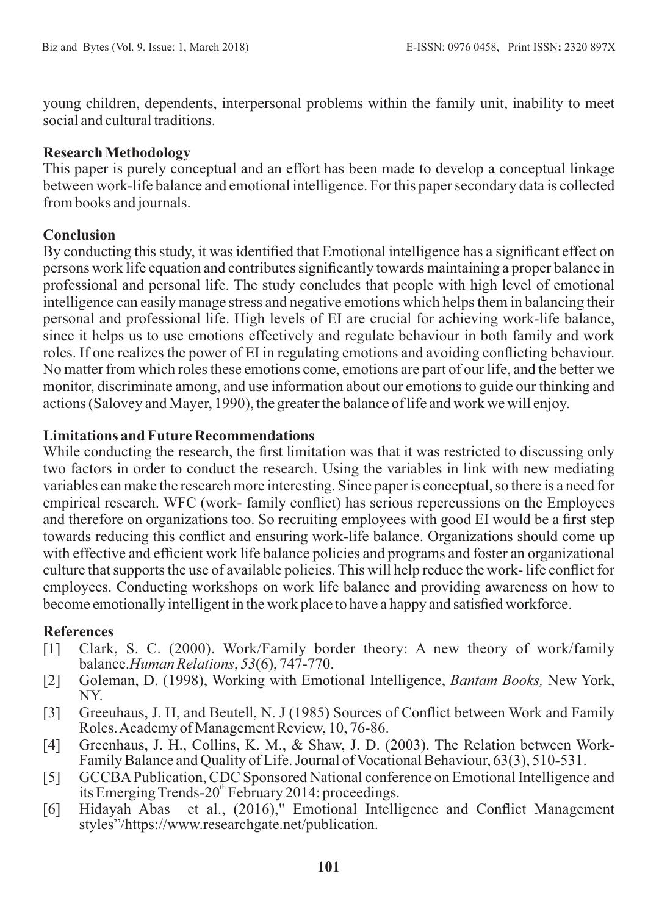young children, dependents, interpersonal problems within the family unit, inability to meet social and cultural traditions.

## Research Methodology

This paper is purely conceptual and an effort has been made to develop a conceptual linkage between work-life balance and emotional intelligence. For this paper secondary data is collected from books and journals.

## Conclusion

By conducting this study, it was identified that Emotional intelligence has a significant effect on persons work life equation and contributes significantly towards maintaining a proper balance in professional and personal life. The study concludes that people with high level of emotional intelligence can easily manage stress and negative emotions which helps them in balancing their personal and professional life. High levels of EI are crucial for achieving work-life balance, since it helps us to use emotions effectively and regulate behaviour in both family and work roles. If one realizes the power of EI in regulating emotions and avoiding conflicting behaviour. No matter from which roles these emotions come, emotions are part of our life, and the better we monitor, discriminate among, and use information about our emotions to guide our thinking and actions (Salovey and Mayer, 1990), the greater the balance of life and work we will enjoy.

## Limitations and Future Recommendations

While conducting the research, the first limitation was that it was restricted to discussing only two factors in order to conduct the research. Using the variables in link with new mediating variables can make the research more interesting. Since paper is conceptual, so there is a need for empirical research. WFC (work- family conflict) has serious repercussions on the Employees and therefore on organizations too. So recruiting employees with good EI would be a first step towards reducing this conflict and ensuring work-life balance. Organizations should come up with effective and efficient work life balance policies and programs and foster an organizational culture that supports the use of available policies. This will help reduce the work- life conflict for employees. Conducting workshops on work life balance and providing awareness on how to become emotionally intelligent in the work place to have a happy and satisfied workforce.

## References

[1] Clark, S. C. (2000). Work/Family border theory: A new theory of work/family balance.*Human Relations*, *53*(6), 747-770.

[2] Goleman, D. (1998), Working with Emotional Intelligence, *Bantam Books,* New York, NY.

[3] Greeuhaus, J. H, and Beutell, N. J (1985) Sources of Conflict between Work and Family Roles. Academy of Management Review, 10, 76-86.

[4] Greenhaus, J. H., Collins, K. M., & Shaw, J. D. (2003). The Relation between Work-Family Balance and Quality of Life. Journal of Vocational Behaviour, 63(3), 510-531.

[5] GCCBA Publication, CDC Sponsored National conference on Emotional Intelligence and its Emerging Trends-20th February 2014: proceedings.

[6] Hidayah Abas et al., (2016)," Emotional Intelligence and Conflict Management styles"/https://www.researchgate.net/publication.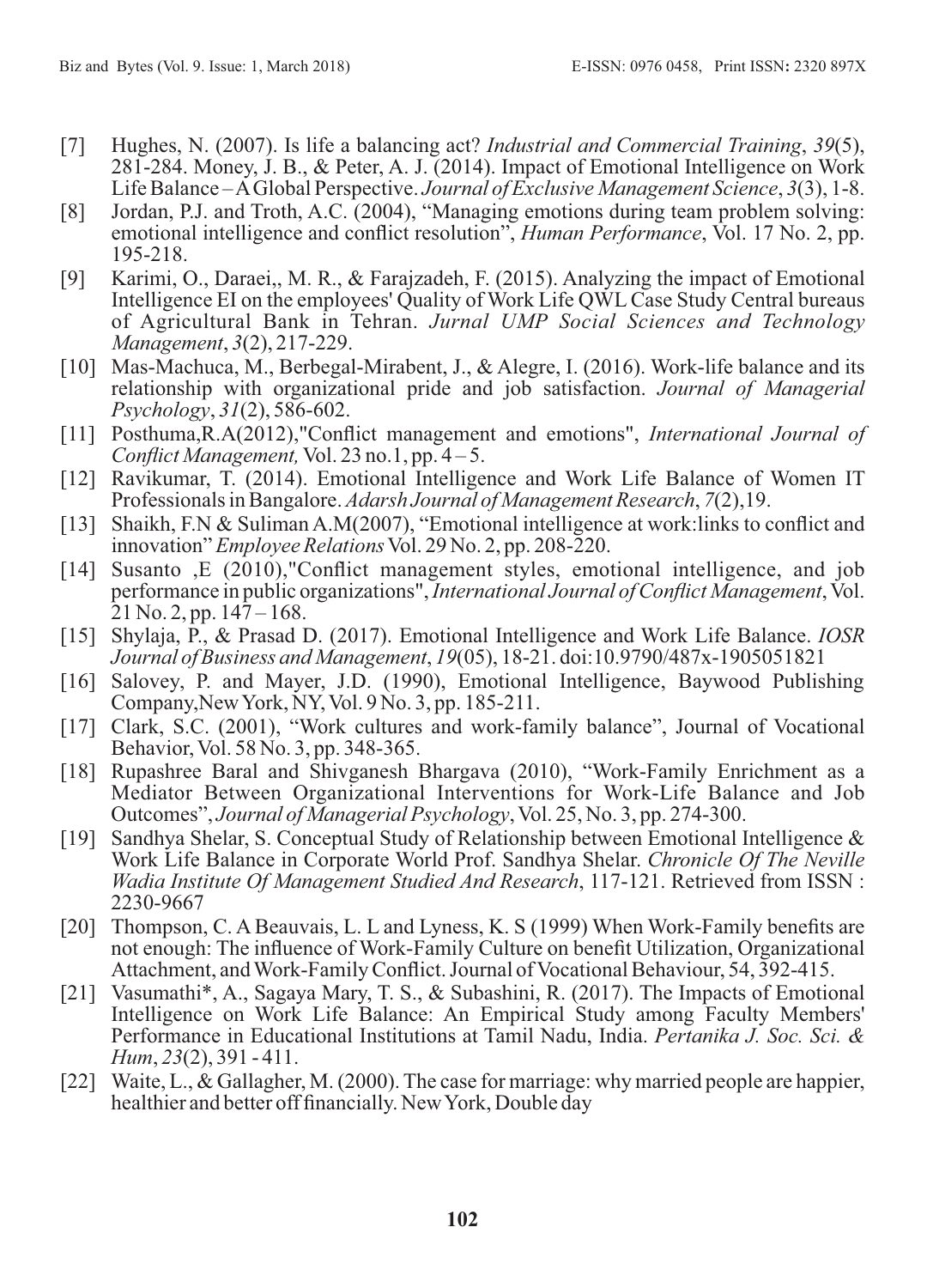[7] Hughes, N. (2007). Is life a balancing act? *Industrial and Commercial Training*, *39*(5), 281-284. Money, J. B., & Peter, A. J. (2014). Impact of Emotional Intelligence on Work Life Balance – A Global Perspective. *Journal of Exclusive Management Science*, *3*(3), 1-8.

[8] Jordan, P.J. and Troth, A.C. (2004), "Managing emotions during team problem solving: emotional intelligence and conflict resolution", *Human Performance*, Vol. 17 No. 2, pp. 195-218.

[9] Karimi, O., Daraei,, M. R., & Farajzadeh, F. (2015). Analyzing the impact of Emotional Intelligence EI on the employees' Quality of Work Life QWL Case Study Central bureaus of Agricultural Bank in Tehran. *Jurnal UMP Social Sciences and Technology Management*, *3*(2), 217-229.

[10] Mas-Machuca, M., Berbegal-Mirabent, J., & Alegre, I. (2016). Work-life balance and its relationship with organizational pride and job satisfaction. *Journal of Managerial Psychology*, *31*(2), 586-602.

[11] Posthuma,R.A(2012),"Conflict management and emotions", *International Journal of Conflict Management,* Vol. 23 no.1, pp. 4 – 5.

[12] Ravikumar, T. (2014). Emotional Intelligence and Work Life Balance of Women IT Professionals in Bangalore. *Adarsh Journal of Management Research*, *7*(2),19.

[13] Shaikh, F.N & Suliman A.M(2007), "Emotional intelligence at work:links to conflict and innovation" *Employee Relations* Vol. 29 No. 2, pp. 208-220.

[14] Susanto ,E (2010),"Conflict management styles, emotional intelligence, and job performance in public organizations", *International Journal of Conflict Management*, Vol. 21 No. 2, pp. 147 – 168.

[15] Shylaja, P., & Prasad D. (2017). Emotional Intelligence and Work Life Balance. *IOSR Journal of Business and Management*, *19*(05), 18-21. doi:10.9790/487x-1905051821

[16] Salovey, P. and Mayer, J.D. (1990), Emotional Intelligence, Baywood Publishing Company,New York, NY, Vol. 9 No. 3, pp. 185-211.

[17] Clark, S.C. (2001), "Work cultures and work-family balance", Journal of Vocational Behavior, Vol. 58 No. 3, pp. 348-365.

[18] Rupashree Baral and Shivganesh Bhargava (2010), "Work-Family Enrichment as a Mediator Between Organizational Interventions for Work-Life Balance and Job Outcomes", *Journal of Managerial Psychology*, Vol. 25, No. 3, pp. 274-300.

[19] Sandhya Shelar, S. Conceptual Study of Relationship between Emotional Intelligence & Work Life Balance in Corporate World Prof. Sandhya Shelar. *Chronicle Of The Neville Wadia Institute Of Management Studied And Research*, 117-121. Retrieved from ISSN : 2230-9667

[20] Thompson, C. A Beauvais, L. L and Lyness, K. S (1999) When Work-Family benefits are not enough: The influence of Work-Family Culture on benefit Utilization, Organizational Attachment, and Work-Family Conflict. Journal of Vocational Behaviour, 54, 392-415.

[21] Vasumathi*, A., Sagaya Mary, T. S., & Subashini, R. (2017). The Impacts of Emotional Intelligence on Work Life Balance: An Empirical Study among Faculty Members' Performance in Educational Institutions at Tamil Nadu, India. *Pertanika J. Soc. Sci. & Hum*, *23*(2), 391 - 411.

[22] Waite, L., & Gallagher, M. (2000). The case for marriage: why married people are happier, healthier and better off financially. New York, Double day